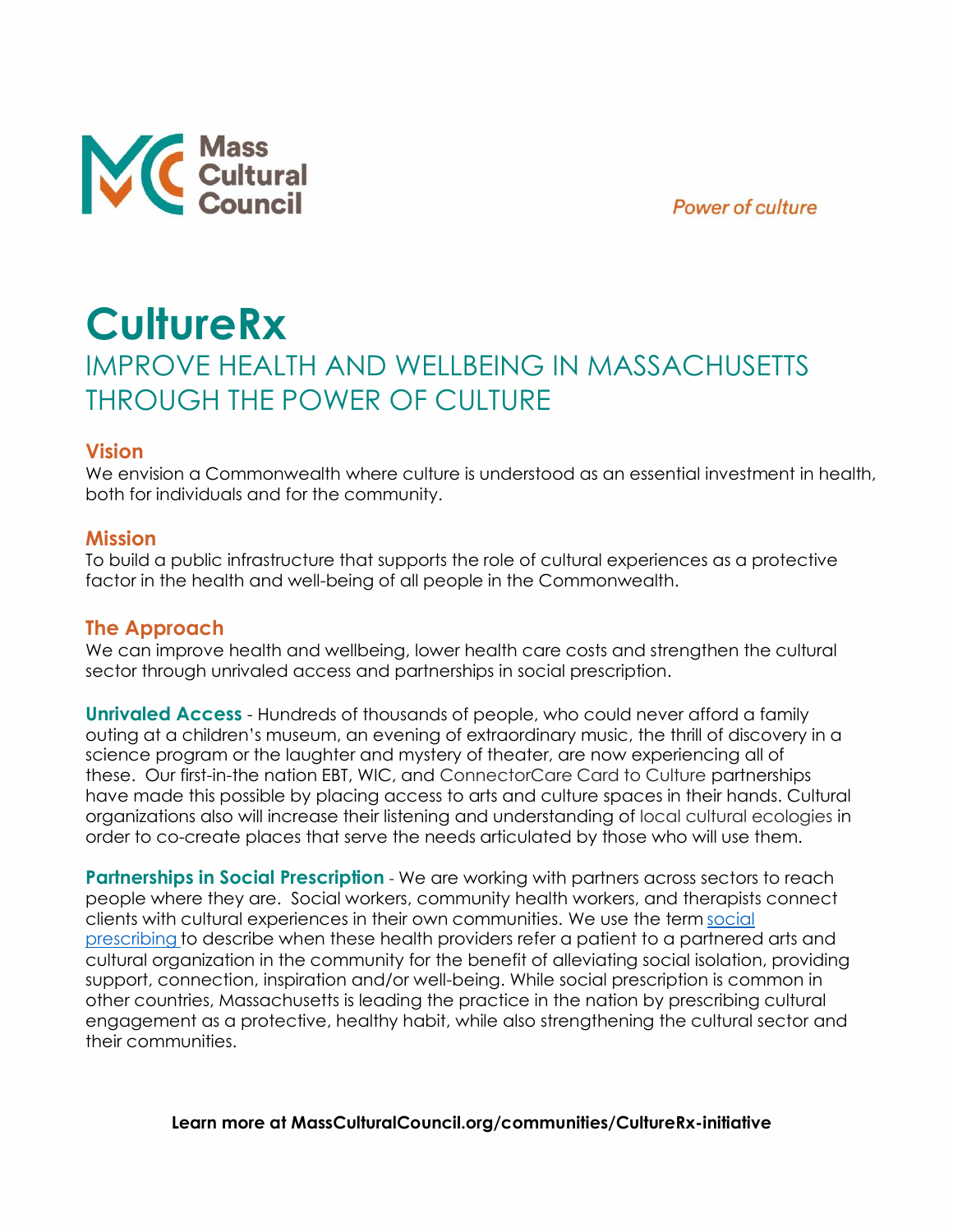Mass Cultural Council

*Power of culture*

# CultureRx

## IMPROVE HEALTH AND WELLBEING IN MASSACHUSETTS THROUGH THE POWER OF CULTURE

### Vision

We envision a Commonwealth where culture is understood as an essential investment in health, both for individuals and for the community.

### Mission

To build a public infrastructure that supports the role of cultural experiences as a protective factor in the health and well-being of all people in the Commonwealth.

### The Approach

We can improve health and wellbeing, lower health care costs and strengthen the cultural sector through unrivaled access and partnerships in social prescription.

**Unrivaled Access** - Hundreds of thousands of people, who could never afford a family outing at a children's museum, an evening of extraordinary music, the thrill of discovery in a science program or the laughter and mystery of theater, are now experiencing all of these. Our first-in-the nation EBT, WIC, and ConnectorCare Card to Culture partnerships have made this possible by placing access to arts and culture spaces in their hands. Cultural organizations also will increase their listening and understanding of local cultural ecologies in order to co-create places that serve the needs articulated by those who will use them.

**Partnerships in Social Prescription** - We are working with partners across sectors to reach people where they are. Social workers, community health workers, and therapists connect clients with cultural experiences in their own communities. We use the term social prescribing to describe when these health providers refer a patient to a partnered arts and cultural organization in the community for the benefit of alleviating social isolation, providing support, connection, inspiration and/or well-being. While social prescription is common in other countries, Massachusetts is leading the practice in the nation by prescribing cultural engagement as a protective, healthy habit, while also strengthening the cultural sector and their communities.

**Learn more at MassCulturalCouncil.org/communities/CultureRx-initiative**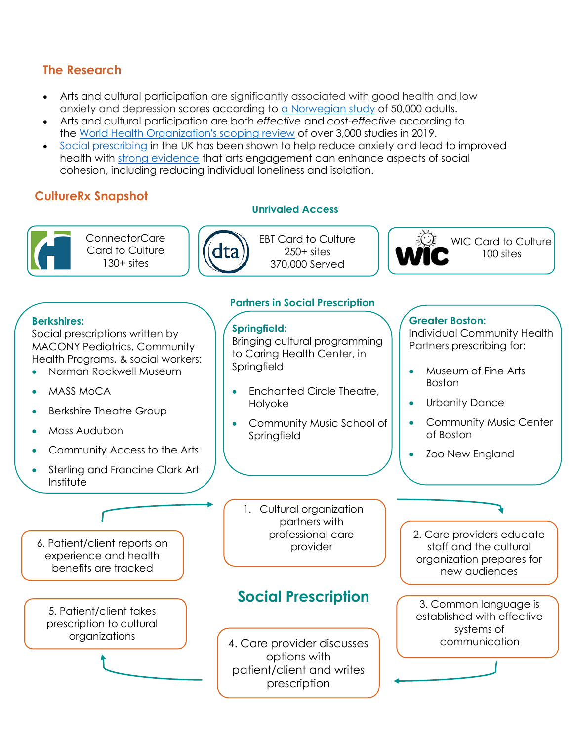## The Research

- Arts and cultural participation are significantly associated with good health and low anxiety and depression scores according to a Norwegian study of 50,000 adults.
- Arts and cultural participation are both *effective* and *cost-effective* according to the World Health Organization's scoping review of over 3,000 studies in 2019.
- Social prescribing in the UK has been shown to help reduce anxiety and lead to improved health with strong evidence that arts engagement can enhance aspects of social cohesion, including reducing individual loneliness and isolation.

## CultureRx Snapshot

### Unrivaled Access

ConnectorCare Card to Culture
130+ sites

EBT Card to Culture
250+ sites
370,000 Served

WIC Card to Culture
100 sites

### Partners in Social Prescription

**Berkshires:**
Social prescriptions written by MACONY Pediatrics, Community Health Programs, & social workers:

- Norman Rockwell Museum
- MASS MoCA
- Berkshire Theatre Group
- Mass Audubon
- Community Access to the Arts
- Sterling and Francine Clark Art Institute

**Springfield:**
Bringing cultural programming to Caring Health Center, in Springfield

- Enchanted Circle Theatre, Holyoke
- Community Music School of Springfield

**Greater Boston:**
Individual Community Health Partners prescribing for:

- Museum of Fine Arts Boston
- Urbanity Dance
- Community Music Center of Boston
- Zoo New England

### Social Prescription

1. Cultural organization partners with professional care provider
2. Care providers educate staff and the cultural organization prepares for new audiences
3. Common language is established with effective systems of communication
4. Care provider discusses options with patient/client and writes prescription
5. Patient/client takes prescription to cultural organizations
6. Patient/client reports on experience and health benefits are tracked